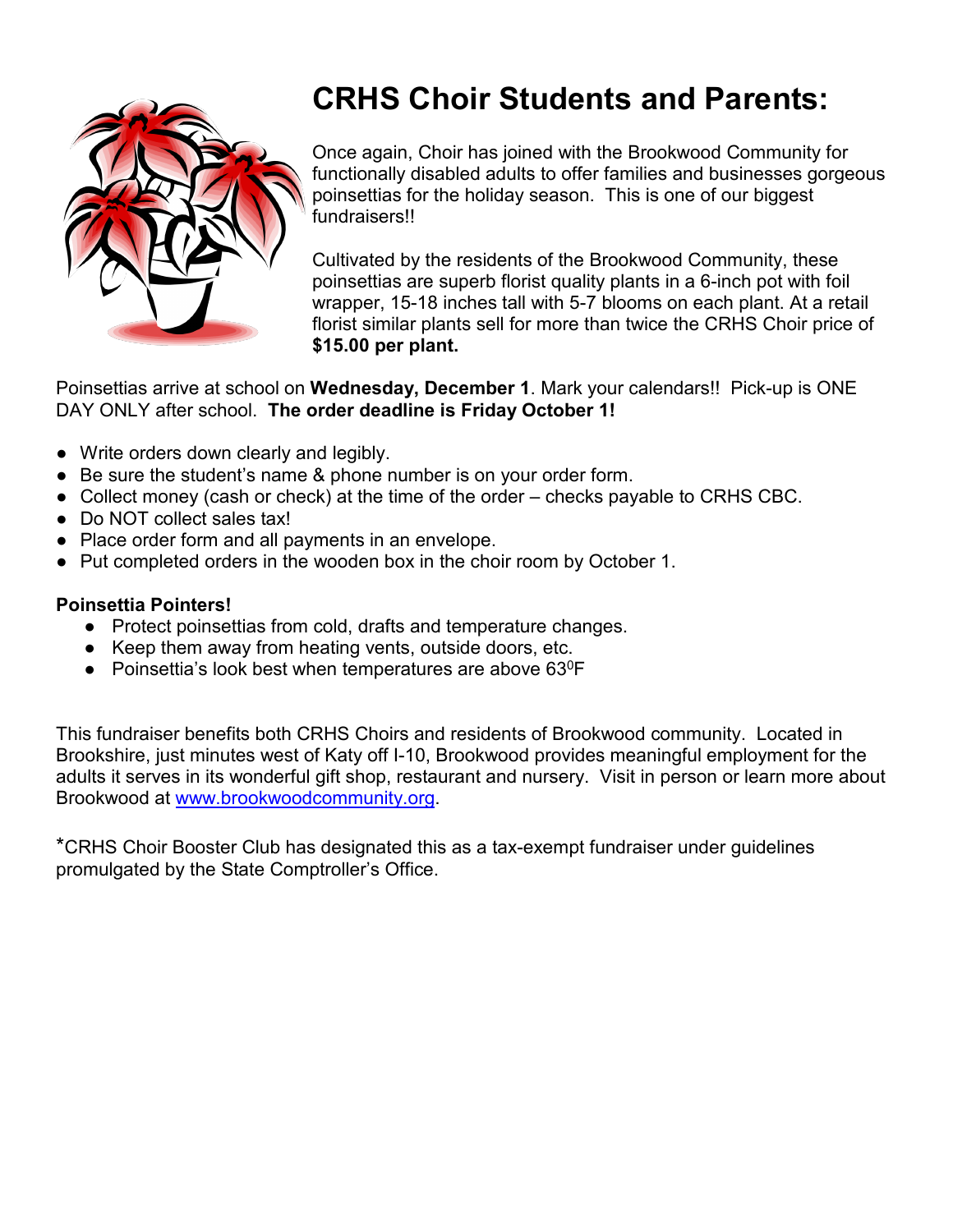# CRHS Choir Students and Parents:

Once again, Choir has joined with the Brookwood Community for functionally disabled adults to offer families and businesses gorgeous poinsettias for the holiday season. This is one of our biggest fundraisers!!

Cultivated by the residents of the Brookwood Community, these poinsettias are superb florist quality plants in a 6-inch pot with foil wrapper, 15-18 inches tall with 5-7 blooms on each plant. At a retail florist similar plants sell for more than twice the CRHS Choir price of **$15.00 per plant.**

Poinsettias arrive at school on **Wednesday, December 1**. Mark your calendars!! Pick-up is ONE DAY ONLY after school. **The order deadline is Friday October 1!**

- Write orders down clearly and legibly.
- Be sure the student's name & phone number is on your order form.
- Collect money (cash or check) at the time of the order – checks payable to CRHS CBC.
- Do NOT collect sales tax!
- Place order form and all payments in an envelope.
- Put completed orders in the wooden box in the choir room by October 1.

**Poinsettia Pointers!**

- Protect poinsettias from cold, drafts and temperature changes.
- Keep them away from heating vents, outside doors, etc.
- Poinsettia's look best when temperatures are above $63^0$F

This fundraiser benefits both CRHS Choirs and residents of Brookwood community. Located in Brookshire, just minutes west of Katy off I-10, Brookwood provides meaningful employment for the adults it serves in its wonderful gift shop, restaurant and nursery. Visit in person or learn more about Brookwood at [www.brookwoodcommunity.org](http://www.brookwoodcommunity.org).

*CRHS Choir Booster Club has designated this as a tax-exempt fundraiser under guidelines promulgated by the State Comptroller's Office.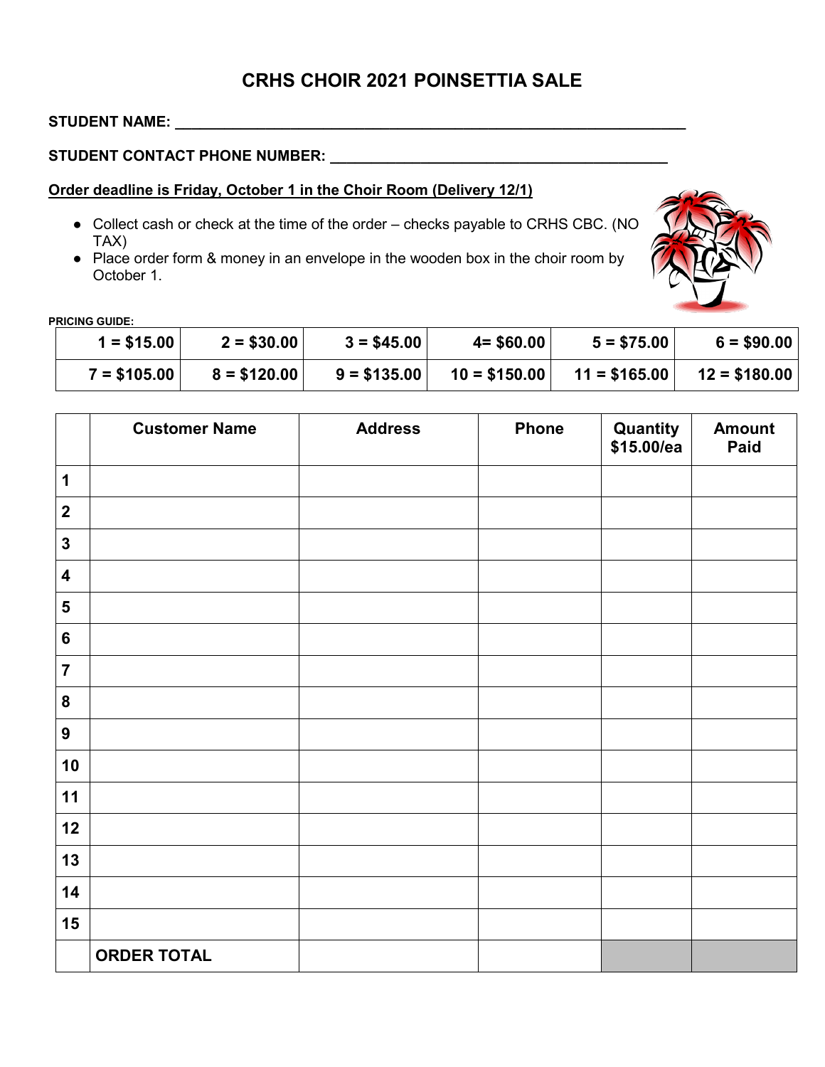# CRHS CHOIR 2021 POINSETTIA SALE

**STUDENT NAME:** ___________________________________________________________________

**STUDENT CONTACT PHONE NUMBER:** _____________________________________________

**Order deadline is Friday, October 1 in the Choir Room (Delivery 12/1)**

- Collect cash or check at the time of the order – checks payable to CRHS CBC. (NO TAX)
- Place order form & money in an envelope in the wooden box in the choir room by October 1.

**PRICING GUIDE:**

| | | | | | |
|---|---|---|---|---|---|
| 1 = $15.00 | 2 = $30.00 | 3 = $45.00 | 4= $60.00 | 5 = $75.00 | 6 = $90.00 |
| 7 = $105.00 | 8 = $120.00 | 9 = $135.00 | 10 = $150.00 | 11 = $165.00 | 12 = $180.00 |

| | Customer Name | Address | Phone | Quantity $15.00/ea | Amount Paid |
|---|---|---|---|---|---|
| 1 | | | | | |
| 2 | | | | | |
| 3 | | | | | |
| 4 | | | | | |
| 5 | | | | | |
| 6 | | | | | |
| 7 | | | | | |
| 8 | | | | | |
| 9 | | | | | |
| 10 | | | | | |
| 11 | | | | | |
| 12 | | | | | |
| 13 | | | | | |
| 14 | | | | | |
| 15 | | | | | |
| | **ORDER TOTAL** | | | | |